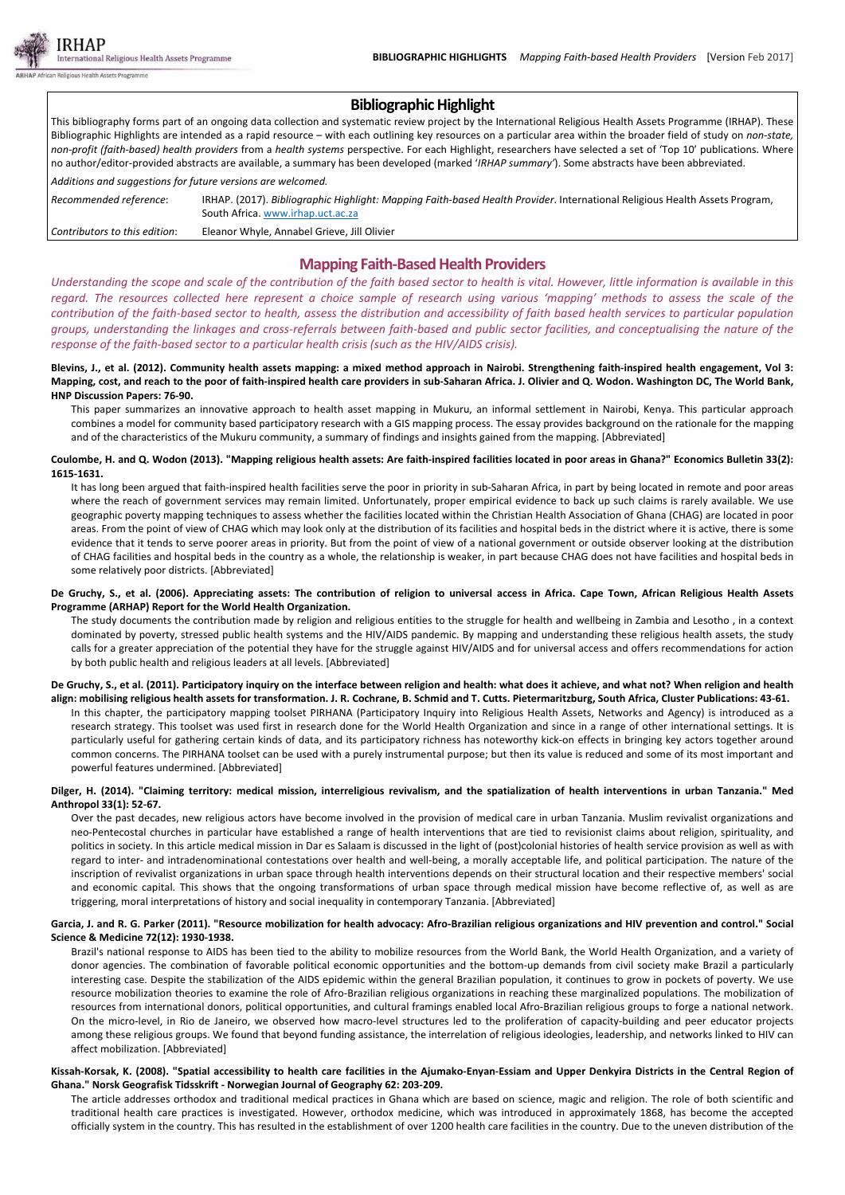# Bibliographic Highlight

This bibliography forms part of an ongoing data collection and systematic review project by the International Religious Health Assets Programme (IRHAP). These Bibliographic Highlights are intended as a rapid resource – with each outlining key resources on a particular area within the broader field of study on *non-state, non-profit (faith-based) health providers* from a *health systems* perspective. For each Highlight, researchers have selected a set of 'Top 10' publications. Where no author/editor-provided abstracts are available, a summary has been developed (marked '*IRHAP summary*'). Some abstracts have been abbreviated.

*Additions and suggestions for future versions are welcomed.*

| | |
|---|---|
| *Recommended reference*: | IRHAP. (2017). *Bibliographic Highlight: Mapping Faith-based Health Provider*. International Religious Health Assets Program, South Africa. www.irhap.uct.ac.za |
| *Contributors to this edition*: | Eleanor Whyle, Annabel Grieve, Jill Olivier |

## Mapping Faith-Based Health Providers

*Understanding the scope and scale of the contribution of the faith based sector to health is vital. However, little information is available in this regard. The resources collected here represent a choice sample of research using various 'mapping' methods to assess the scale of the contribution of the faith-based sector to health, assess the distribution and accessibility of faith based health services to particular population groups, understanding the linkages and cross-referrals between faith-based and public sector facilities, and conceptualising the nature of the response of the faith-based sector to a particular health crisis (such as the HIV/AIDS crisis).*

**Blevins, J., et al. (2012). Community health assets mapping: a mixed method approach in Nairobi. Strengthening faith-inspired health engagement, Vol 3: Mapping, cost, and reach to the poor of faith-inspired health care providers in sub-Saharan Africa. J. Olivier and Q. Wodon. Washington DC, The World Bank, HNP Discussion Papers: 76-90.**

This paper summarizes an innovative approach to health asset mapping in Mukuru, an informal settlement in Nairobi, Kenya. This particular approach combines a model for community based participatory research with a GIS mapping process. The essay provides background on the rationale for the mapping and of the characteristics of the Mukuru community, a summary of findings and insights gained from the mapping. [Abbreviated]

**Coulombe, H. and Q. Wodon (2013). "Mapping religious health assets: Are faith-inspired facilities located in poor areas in Ghana?" Economics Bulletin 33(2): 1615-1631.**

It has long been argued that faith-inspired health facilities serve the poor in priority in sub-Saharan Africa, in part by being located in remote and poor areas where the reach of government services may remain limited. Unfortunately, proper empirical evidence to back up such claims is rarely available. We use geographic poverty mapping techniques to assess whether the facilities located within the Christian Health Association of Ghana (CHAG) are located in poor areas. From the point of view of CHAG which may look only at the distribution of its facilities and hospital beds in the district where it is active, there is some evidence that it tends to serve poorer areas in priority. But from the point of view of a national government or outside observer looking at the distribution of CHAG facilities and hospital beds in the country as a whole, the relationship is weaker, in part because CHAG does not have facilities and hospital beds in some relatively poor districts. [Abbreviated]

**De Gruchy, S., et al. (2006). Appreciating assets: The contribution of religion to universal access in Africa. Cape Town, African Religious Health Assets Programme (ARHAP) Report for the World Health Organization.**

The study documents the contribution made by religion and religious entities to the struggle for health and wellbeing in Zambia and Lesotho , in a context dominated by poverty, stressed public health systems and the HIV/AIDS pandemic. By mapping and understanding these religious health assets, the study calls for a greater appreciation of the potential they have for the struggle against HIV/AIDS and for universal access and offers recommendations for action by both public health and religious leaders at all levels. [Abbreviated]

**De Gruchy, S., et al. (2011). Participatory inquiry on the interface between religion and health: what does it achieve, and what not? When religion and health align: mobilising religious health assets for transformation. J. R. Cochrane, B. Schmid and T. Cutts. Pietermaritzburg, South Africa, Cluster Publications: 43-61.**

In this chapter, the participatory mapping toolset PIRHANA (Participatory Inquiry into Religious Health Assets, Networks and Agency) is introduced as a research strategy. This toolset was used first in research done for the World Health Organization and since in a range of other international settings. It is particularly useful for gathering certain kinds of data, and its participatory richness has noteworthy kick-on effects in bringing key actors together around common concerns. The PIRHANA toolset can be used with a purely instrumental purpose; but then its value is reduced and some of its most important and powerful features undermined. [Abbreviated]

**Dilger, H. (2014). "Claiming territory: medical mission, interreligious revivalism, and the spatialization of health interventions in urban Tanzania." Med Anthropol 33(1): 52-67.**

Over the past decades, new religious actors have become involved in the provision of medical care in urban Tanzania. Muslim revivalist organizations and neo-Pentecostal churches in particular have established a range of health interventions that are tied to revisionist claims about religion, spirituality, and politics in society. In this article medical mission in Dar es Salaam is discussed in the light of (post)colonial histories of health service provision as well as with regard to inter- and intradenominational contestations over health and well-being, a morally acceptable life, and political participation. The nature of the inscription of revivalist organizations in urban space through health interventions depends on their structural location and their respective members' social and economic capital. This shows that the ongoing transformations of urban space through medical mission have become reflective of, as well as are triggering, moral interpretations of history and social inequality in contemporary Tanzania. [Abbreviated]

**Garcia, J. and R. G. Parker (2011). "Resource mobilization for health advocacy: Afro-Brazilian religious organizations and HIV prevention and control." Social Science & Medicine 72(12): 1930-1938.**

Brazil's national response to AIDS has been tied to the ability to mobilize resources from the World Bank, the World Health Organization, and a variety of donor agencies. The combination of favorable political economic opportunities and the bottom-up demands from civil society make Brazil a particularly interesting case. Despite the stabilization of the AIDS epidemic within the general Brazilian population, it continues to grow in pockets of poverty. We use resource mobilization theories to examine the role of Afro-Brazilian religious organizations in reaching these marginalized populations. The mobilization of resources from international donors, political opportunities, and cultural framings enabled local Afro-Brazilian religious groups to forge a national network. On the micro-level, in Rio de Janeiro, we observed how macro-level structures led to the proliferation of capacity-building and peer educator projects among these religious groups. We found that beyond funding assistance, the interrelation of religious ideologies, leadership, and networks linked to HIV can affect mobilization. [Abbreviated]

**Kissah-Korsak, K. (2008). "Spatial accessibility to health care facilities in the Ajumako-Enyan-Essiam and Upper Denkyira Districts in the Central Region of Ghana." Norsk Geografisk Tidsskrift - Norwegian Journal of Geography 62: 203-209.**

The article addresses orthodox and traditional medical practices in Ghana which are based on science, magic and religion. The role of both scientific and traditional health care practices is investigated. However, orthodox medicine, which was introduced in approximately 1868, has become the accepted officially system in the country. This has resulted in the establishment of over 1200 health care facilities in the country. Due to the uneven distribution of the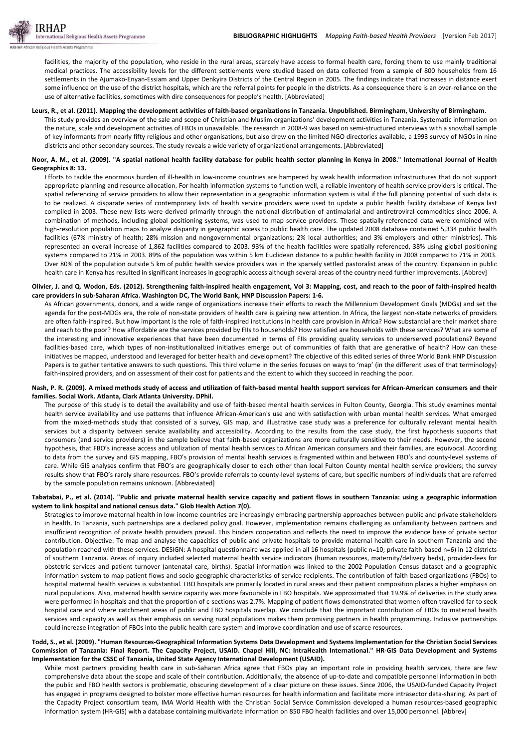facilities, the majority of the population, who reside in the rural areas, scarcely have access to formal health care, forcing them to use mainly traditional medical practices. The accessibility levels for the different settlements were studied based on data collected from a sample of 800 households from 16 settlements in the Ajumako-Enyan-Essiam and Upper Denkyira Districts of the Central Region in 2005. The findings indicate that increases in distance exert some influence on the use of the district hospitals, which are the referral points for people in the districts. As a consequence there is an over-reliance on the use of alternative facilities, sometimes with dire consequences for people's health. [Abbreviated]

**Leurs, R., et al. (2011). Mapping the development activities of faith-based organizations in Tanzania. Unpublished. Birmingham, University of Birmingham.**

This study provides an overview of the sale and scope of Christian and Muslim organizations' development activities in Tanzania. Systematic information on the nature, scale and development activities of FBOs in unavailable. The research in 2008-9 was based on semi-structured interviews with a snowball sample of key informants from nearly fifty religious and other organisations, but also drew on the limited NGO directories available, a 1993 survey of NGOs in nine districts and other secondary sources. The study reveals a wide variety of organizational arrangements. [Abbreviated]

**Noor, A. M., et al. (2009). "A spatial national health facility database for public health sector planning in Kenya in 2008." International Journal of Health Geographics 8: 13.**

Efforts to tackle the enormous burden of ill-health in low-income countries are hampered by weak health information infrastructures that do not support appropriate planning and resource allocation. For health information systems to function well, a reliable inventory of health service providers is critical. The spatial referencing of service providers to allow their representation in a geographic information system is vital if the full planning potential of such data is to be realized. A disparate series of contemporary lists of health service providers were used to update a public health facility database of Kenya last compiled in 2003. These new lists were derived primarily through the national distribution of antimalarial and antiretroviral commodities since 2006. A combination of methods, including global positioning systems, was used to map service providers. These spatially-referenced data were combined with high-resolution population maps to analyze disparity in geographic access to public health care. The updated 2008 database contained 5,334 public health facilities (67% ministry of health; 28% mission and nongovernmental organizations; 2% local authorities; and 3% employers and other ministries). This represented an overall increase of 1,862 facilities compared to 2003. 93% of the health facilities were spatially referenced, 38% using global positioning systems compared to 21% in 2003. 89% of the population was within 5 km Euclidean distance to a public health facility in 2008 compared to 71% in 2003. Over 80% of the population outside 5 km of public health service providers was in the sparsely settled pastoralist areas of the country. Expansion in public health care in Kenya has resulted in significant increases in geographic access although several areas of the country need further improvements. [Abbrev]

**Olivier, J. and Q. Wodon, Eds. (2012). Strengthening faith-inspired health engagement, Vol 3: Mapping, cost, and reach to the poor of faith-inspired health care providers in sub-Saharan Africa. Washington DC, The World Bank, HNP Discussion Papers: 1-6.**

As African governments, donors, and a wide range of organizations increase their efforts to reach the Millennium Development Goals (MDGs) and set the agenda for the post-MDGs era, the role of non-state providers of health care is gaining new attention. In Africa, the largest non-state networks of providers are often faith-inspired. But how important is the role of faith-inspired institutions in health care provision in Africa? How substantial are their market share and reach to the poor? How affordable are the services provided by FIIs to households? How satisfied are households with these services? What are some of the interesting and innovative experiences that have been documented in terms of FIIs providing quality services to underserved populations? Beyond facilities-based care, which types of non-institutionalized initiatives emerge out of communities of faith that are generative of health? How can these initiatives be mapped, understood and leveraged for better health and development? The objective of this edited series of three World Bank HNP Discussion Papers is to gather tentative answers to such questions. This third volume in the series focuses on ways to 'map' (in the different uses of that terminology) faith-inspired providers, and on assessment of their cost for patients and the extent to which they succeed in reaching the poor.

**Nash, P. R. (2009). A mixed methods study of access and utilization of faith-based mental health support services for African-American consumers and their families. Social Work. Atlanta, Clark Atlanta University. DPhil.**

The purpose of this study is to detail the availability and use of faith-based mental health services in Fulton County, Georgia. This study examines mental health service availability and use patterns that influence African-American's use and with satisfaction with urban mental health services. What emerged from the mixed-methods study that consisted of a survey, GIS map, and illustrative case study was a preference for culturally relevant mental health services but a disparity between service availability and accessibility. According to the results from the case study, the first hypothesis supports that consumers (and service providers) in the sample believe that faith-based organizations are more culturally sensitive to their needs. However, the second hypothesis, that FBO's increase access and utilization of mental health services to African American consumers and their families, are equivocal. According to data from the survey and GIS mapping, FBO's provision of mental health services is fragmented within and between FBO's and county-level systems of care. While GIS analyses confirm that FBO's are geographically closer to each other than local Fulton County mental health service providers; the survey results show that FBO's rarely share resources. FBO's provide referrals to county-level systems of care, but specific numbers of individuals that are referred by the sample population remains unknown. [Abbreviated]

**Tabatabai, P., et al. (2014). "Public and private maternal health service capacity and patient flows in southern Tanzania: using a geographic information system to link hospital and national census data." Glob Health Action 7(0).**

Strategies to improve maternal health in low-income countries are increasingly embracing partnership approaches between public and private stakeholders in health. In Tanzania, such partnerships are a declared policy goal. However, implementation remains challenging as unfamiliarity between partners and insufficient recognition of private health providers prevail. This hinders cooperation and reflects the need to improve the evidence base of private sector contribution. Objective: To map and analyse the capacities of public and private hospitals to provide maternal health care in southern Tanzania and the population reached with these services. DESIGN: A hospital questionnaire was applied in all 16 hospitals (public n=10; private faith-based n=6) in 12 districts of southern Tanzania. Areas of inquiry included selected maternal health service indicators (human resources, maternity/delivery beds), provider-fees for obstetric services and patient turnover (antenatal care, births). Spatial information was linked to the 2002 Population Census dataset and a geographic information system to map patient flows and socio-geographic characteristics of service recipients. The contribution of faith-based organizations (FBOs) to hospital maternal health services is substantial. FBO hospitals are primarily located in rural areas and their patient composition places a higher emphasis on rural populations. Also, maternal health service capacity was more favourable in FBO hospitals. We approximated that 19.9% of deliveries in the study area were performed in hospitals and that the proportion of c-sections was 2.7%. Mapping of patient flows demonstrated that women often travelled far to seek hospital care and where catchment areas of public and FBO hospitals overlap. We conclude that the important contribution of FBOs to maternal health services and capacity as well as their emphasis on serving rural populations makes them promising partners in health programming. Inclusive partnerships could increase integration of FBOs into the public health care system and improve coordination and use of scarce resources.

**Todd, S., et al. (2009). "Human Resources-Geographical Information Systems Data Development and Systems Implementation for the Christian Social Services Commission of Tanzania: Final Report. The Capacity Project, USAID. Chapel Hill, NC: IntraHealth International." HR-GIS Data Development and Systems Implementation for the CSSC of Tanzania, United State Agency International Development (USAID).**

While most partners providing health care in sub-Saharan Africa agree that FBOs play an important role in providing health services, there are few comprehensive data about the scope and scale of their contribution. Additionally, the absence of up-to-date and compatible personnel information in both the public and FBO health sectors is problematic, obscuring development of a clear picture on these issues. Since 2006, the USAID-funded Capacity Project has engaged in programs designed to bolster more effective human resources for health information and facilitate more intrasector data-sharing. As part of the Capacity Project consortium team, IMA World Health with the Christian Social Service Commission developed a human resources-based geographic information system (HR-GIS) with a database containing multivariate information on 850 FBO health facilities and over 15,000 personnel. [Abbrev]